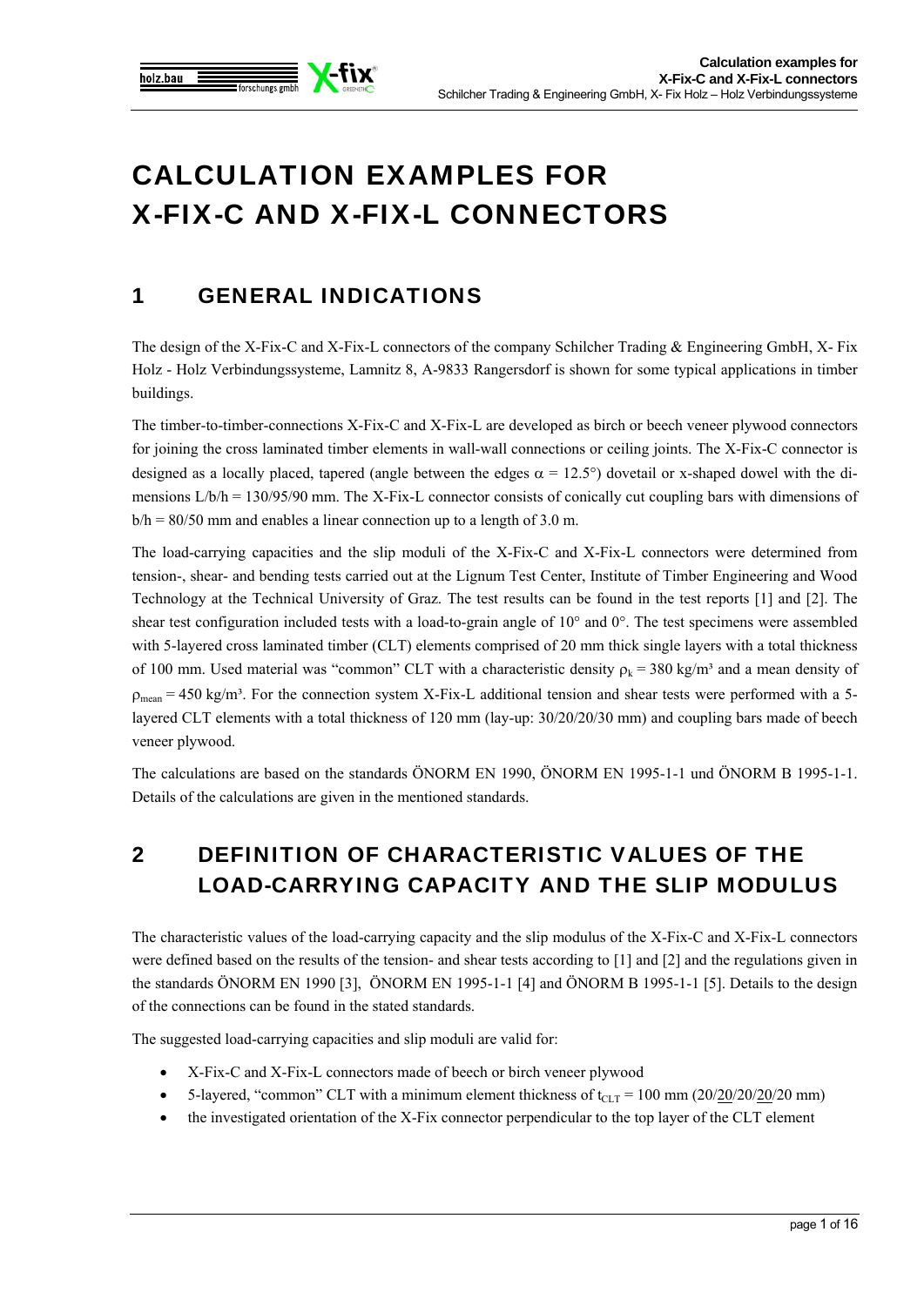# CALCULATION EXAMPLES FOR X-FIX-C AND X-FIX-L CONNECTORS

## 1 GENERAL INDICATIONS

The design of the X-Fix-C and X-Fix-L connectors of the company Schilcher Trading & Engineering GmbH, X- Fix Holz - Holz Verbindungssysteme, Lamnitz 8, A-9833 Rangersdorf is shown for some typical applications in timber buildings.

The timber-to-timber-connections X-Fix-C and X-Fix-L are developed as birch or beech veneer plywood connectors for joining the cross laminated timber elements in wall-wall connections or ceiling joints. The X-Fix-C connector is designed as a locally placed, tapered (angle between the edges $\alpha = 12.5°$) dovetail or x-shaped dowel with the dimensions L/b/h = 130/95/90 mm. The X-Fix-L connector consists of conically cut coupling bars with dimensions of b/h = 80/50 mm and enables a linear connection up to a length of 3.0 m.

The load-carrying capacities and the slip moduli of the X-Fix-C and X-Fix-L connectors were determined from tension-, shear- and bending tests carried out at the Lignum Test Center, Institute of Timber Engineering and Wood Technology at the Technical University of Graz. The test results can be found in the test reports [1] and [2]. The shear test configuration included tests with a load-to-grain angle of 10° and 0°. The test specimens were assembled with 5-layered cross laminated timber (CLT) elements comprised of 20 mm thick single layers with a total thickness of 100 mm. Used material was "common" CLT with a characteristic density $\rho_k = 380$ kg/m³ and a mean density of $\rho_{mean} = 450$ kg/m³. For the connection system X-Fix-L additional tension and shear tests were performed with a 5-layered CLT elements with a total thickness of 120 mm (lay-up: 30/20/20/30 mm) and coupling bars made of beech veneer plywood.

The calculations are based on the standards ÖNORM EN 1990, ÖNORM EN 1995-1-1 und ÖNORM B 1995-1-1. Details of the calculations are given in the mentioned standards.

## 2 DEFINITION OF CHARACTERISTIC VALUES OF THE LOAD-CARRYING CAPACITY AND THE SLIP MODULUS

The characteristic values of the load-carrying capacity and the slip modulus of the X-Fix-C and X-Fix-L connectors were defined based on the results of the tension- and shear tests according to [1] and [2] and the regulations given in the standards ÖNORM EN 1990 [3], ÖNORM EN 1995-1-1 [4] and ÖNORM B 1995-1-1 [5]. Details to the design of the connections can be found in the stated standards.

The suggested load-carrying capacities and slip moduli are valid for:

- X-Fix-C and X-Fix-L connectors made of beech or birch veneer plywood
- 5-layered, "common" CLT with a minimum element thickness of $t_{CLT} = 100$ mm (20/20/20/20/20 mm)
- the investigated orientation of the X-Fix connector perpendicular to the top layer of the CLT element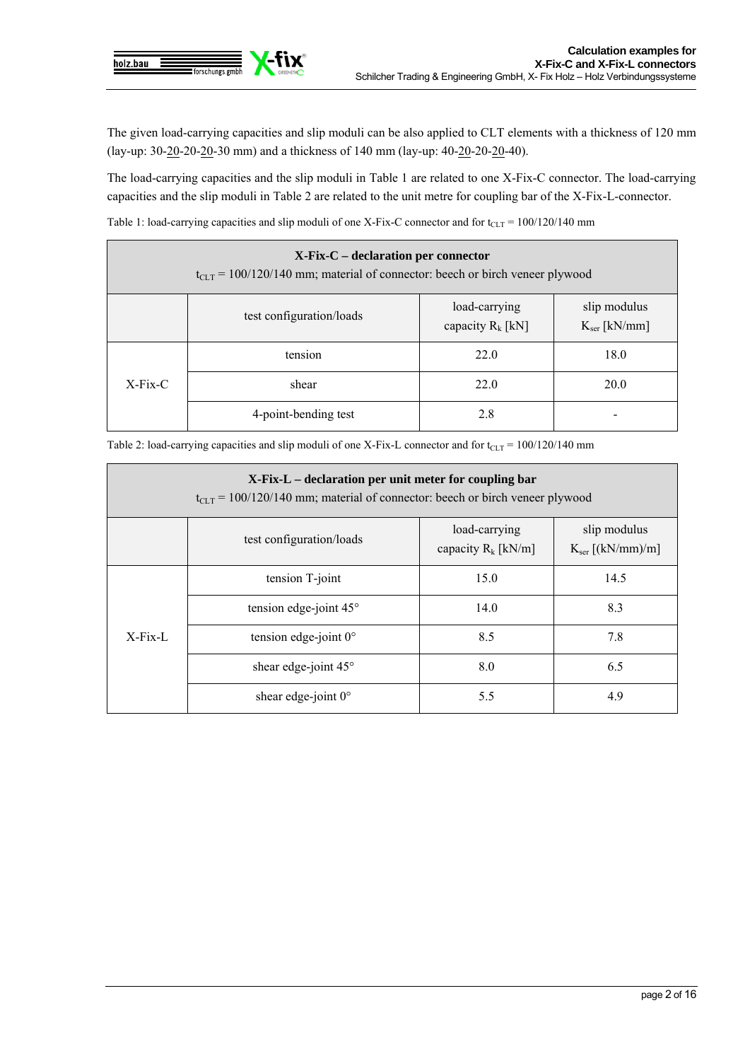The given load-carrying capacities and slip moduli can be also applied to CLT elements with a thickness of 120 mm (lay-up: 30-20-20-20-30 mm) and a thickness of 140 mm (lay-up: 40-20-20-20-40).

The load-carrying capacities and the slip moduli in Table 1 are related to one X-Fix-C connector. The load-carrying capacities and the slip moduli in Table 2 are related to the unit metre for coupling bar of the X-Fix-L-connector.

Table 1: load-carrying capacities and slip moduli of one X-Fix-C connector and for $t_{CLT}$ = 100/120/140 mm

| **X-Fix-C – declaration per connector** $t_{CLT}$ = 100/120/140 mm; material of connector: beech or birch veneer plywood | | | |
|---|---|---|---|
| | test configuration/loads | load-carrying capacity $R_k$ [kN] | slip modulus $K_{ser}$ [kN/mm] |
| X-Fix-C | tension | 22.0 | 18.0 |
| | shear | 22.0 | 20.0 |
| | 4-point-bending test | 2.8 | - |

Table 2: load-carrying capacities and slip moduli of one X-Fix-L connector and for $t_{CLT}$ = 100/120/140 mm

| **X-Fix-L – declaration per unit meter for coupling bar** $t_{CLT}$ = 100/120/140 mm; material of connector: beech or birch veneer plywood | | | |
|---|---|---|---|
| | test configuration/loads | load-carrying capacity $R_k$ [kN/m] | slip modulus $K_{ser}$ [(kN/mm)/m] |
| X-Fix-L | tension T-joint | 15.0 | 14.5 |
| | tension edge-joint 45° | 14.0 | 8.3 |
| | tension edge-joint 0° | 8.5 | 7.8 |
| | shear edge-joint 45° | 8.0 | 6.5 |
| | shear edge-joint 0° | 5.5 | 4.9 |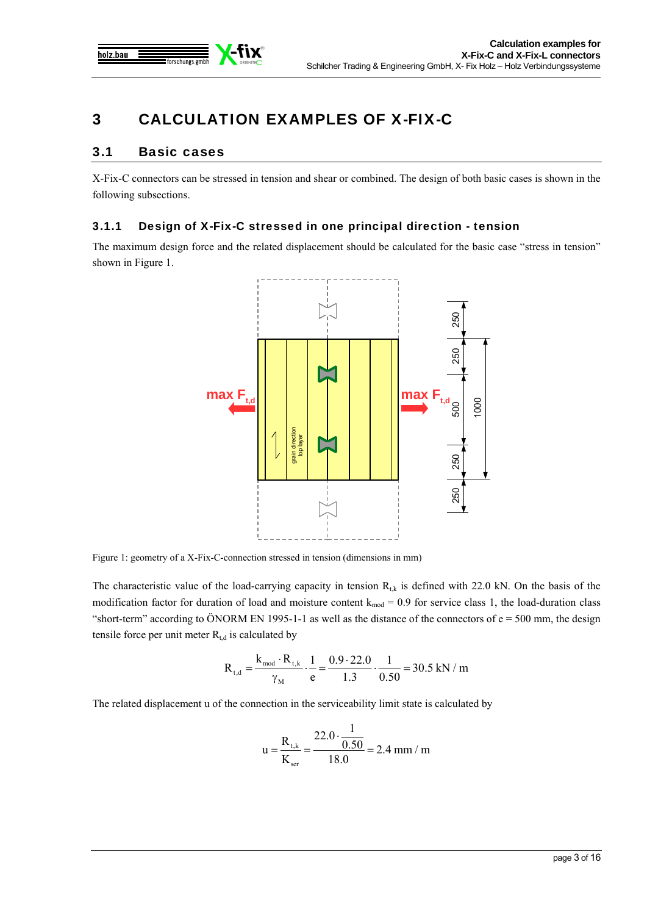# 3 CALCULATION EXAMPLES OF X-FIX-C

## 3.1 Basic cases

X-Fix-C connectors can be stressed in tension and shear or combined. The design of both basic cases is shown in the following subsections.

### 3.1.1 Design of X-Fix-C stressed in one principal direction - tension

The maximum design force and the related displacement should be calculated for the basic case "stress in tension" shown in Figure 1.

Figure 1: geometry of a X-Fix-C-connection stressed in tension (dimensions in mm)

The characteristic value of the load-carrying capacity in tension $R_{t,k}$ is defined with 22.0 kN. On the basis of the modification factor for duration of load and moisture content $k_{mod} = 0.9$ for service class 1, the load-duration class "short-term" according to ÖNORM EN 1995-1-1 as well as the distance of the connectors of e = 500 mm, the design tensile force per unit meter $R_{t,d}$ is calculated by

$$R_{t,d} = \frac{k_{mod} \cdot R_{t,k}}{\gamma_M} \cdot \frac{1}{e} = \frac{0.9 \cdot 22.0}{1.3} \cdot \frac{1}{0.50} = 30.5 \text{ kN / m}$$

The related displacement u of the connection in the serviceability limit state is calculated by

$$u = \frac{R_{t,k}}{K_{ser}} = \frac{22.0 \cdot \frac{1}{0.50}}{18.0} = 2.4 \text{ mm / m}$$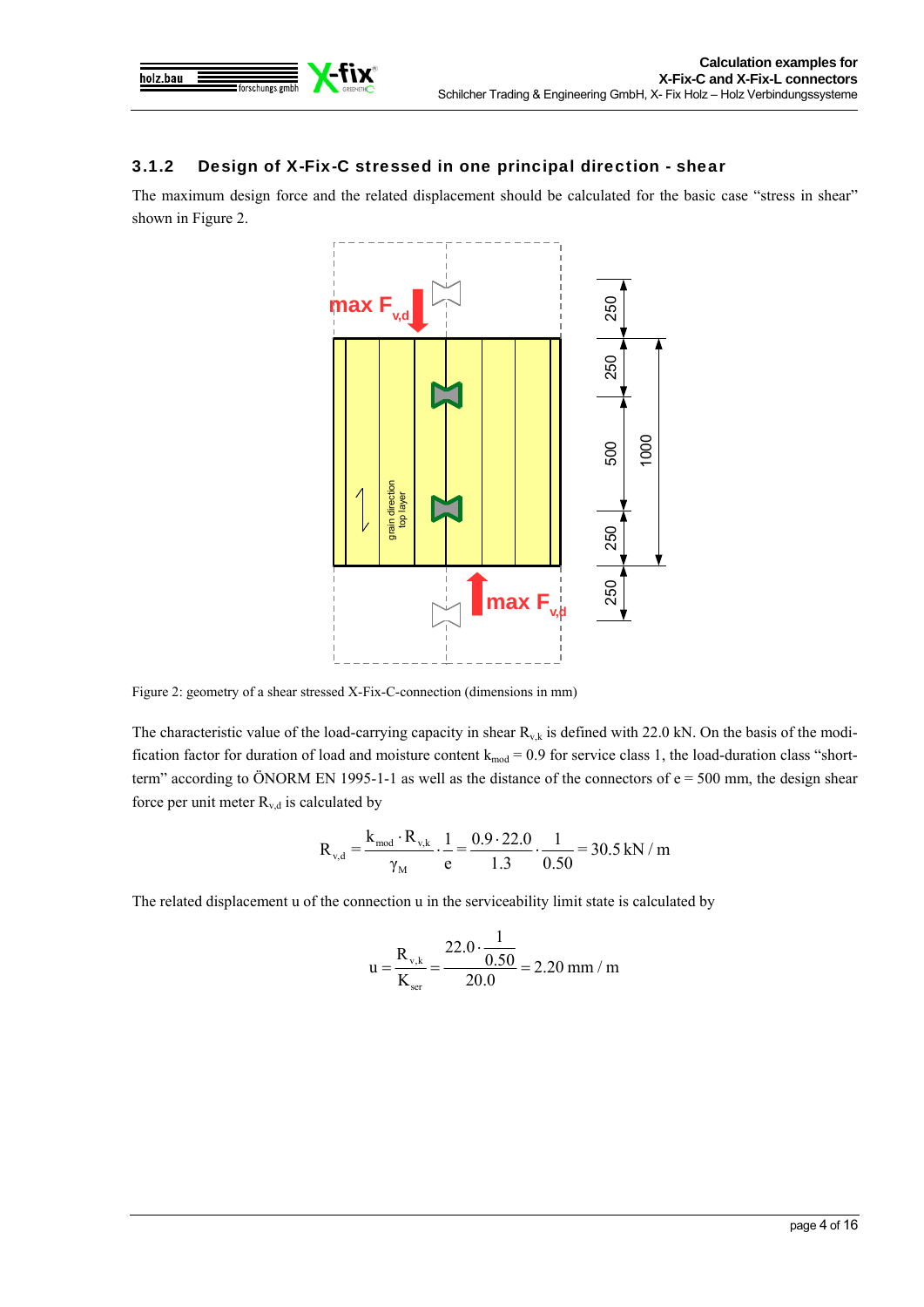### 3.1.2 Design of X-Fix-C stressed in one principal direction - shear

The maximum design force and the related displacement should be calculated for the basic case "stress in shear" shown in Figure 2.

Figure 2: geometry of a shear stressed X-Fix-C-connection (dimensions in mm)

The characteristic value of the load-carrying capacity in shear $R_{v,k}$ is defined with 22.0 kN. On the basis of the modification factor for duration of load and moisture content $k_{mod}$ = 0.9 for service class 1, the load-duration class "short-term" according to ÖNORM EN 1995-1-1 as well as the distance of the connectors of e = 500 mm, the design shear force per unit meter $R_{v,d}$ is calculated by

$$R_{v,d} = \frac{k_{mod} \cdot R_{v,k}}{\gamma_M} \cdot \frac{1}{e} = \frac{0.9 \cdot 22.0}{1.3} \cdot \frac{1}{0.50} = 30.5\,\text{kN}/\text{m}$$

The related displacement u of the connection u in the serviceability limit state is calculated by

$$u = \frac{R_{v,k}}{K_{ser}} = \frac{22.0 \cdot \dfrac{1}{0.50}}{20.0} = 2.20\,\text{mm}/\text{m}$$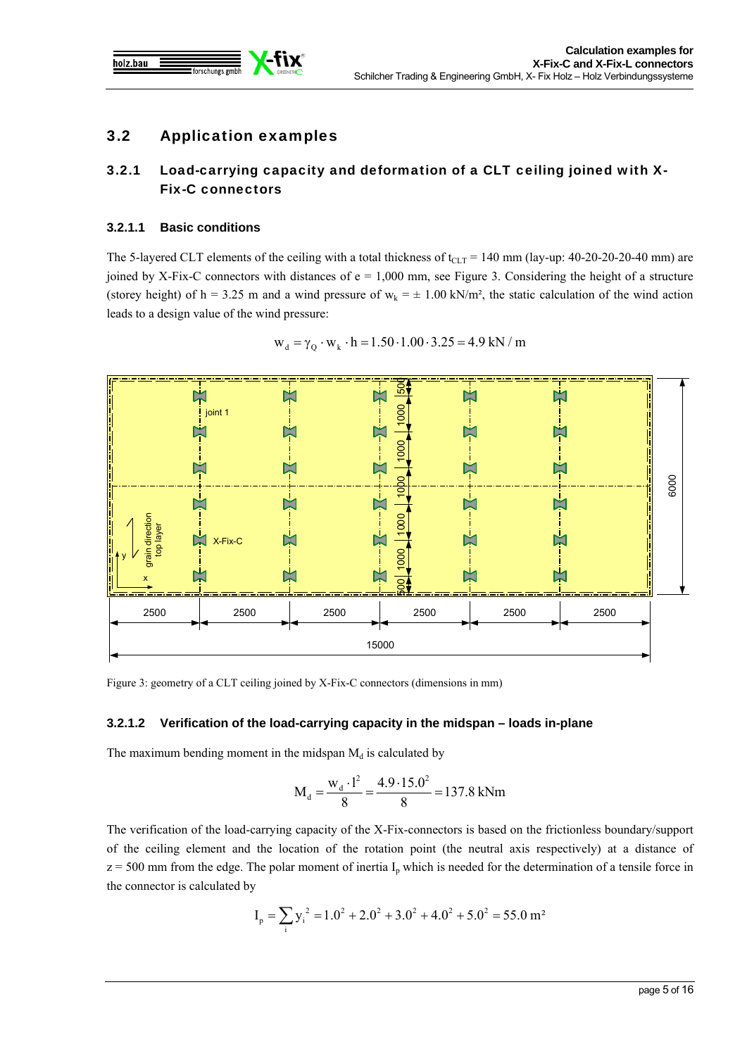## 3.2 Application examples

### 3.2.1 Load-carrying capacity and deformation of a CLT ceiling joined with X-Fix-C connectors

#### 3.2.1.1 Basic conditions

The 5-layered CLT elements of the ceiling with a total thickness of $t_{CLT}$ = 140 mm (lay-up: 40-20-20-20-40 mm) are joined by X-Fix-C connectors with distances of e = 1,000 mm, see Figure 3. Considering the height of a structure (storey height) of h = 3.25 m and a wind pressure of $w_k = \pm$ 1.00 kN/m², the static calculation of the wind action leads to a design value of the wind pressure:

$$w_d = \gamma_Q \cdot w_k \cdot h = 1.50 \cdot 1.00 \cdot 3.25 = 4.9 \text{ kN/m}$$

Figure 3: geometry of a CLT ceiling joined by X-Fix-C connectors (dimensions in mm)

#### 3.2.1.2 Verification of the load-carrying capacity in the midspan – loads in-plane

The maximum bending moment in the midspan $M_d$ is calculated by

$$M_d = \frac{w_d \cdot l^2}{8} = \frac{4.9 \cdot 15.0^2}{8} = 137.8 \text{ kNm}$$

The verification of the load-carrying capacity of the X-Fix-connectors is based on the frictionless boundary/support of the ceiling element and the location of the rotation point (the neutral axis respectively) at a distance of z = 500 mm from the edge. The polar moment of inertia $I_p$ which is needed for the determination of a tensile force in the connector is calculated by

$$I_p = \sum_i y_i^2 = 1.0^2 + 2.0^2 + 3.0^2 + 4.0^2 + 5.0^2 = 55.0 \text{ m}^2$$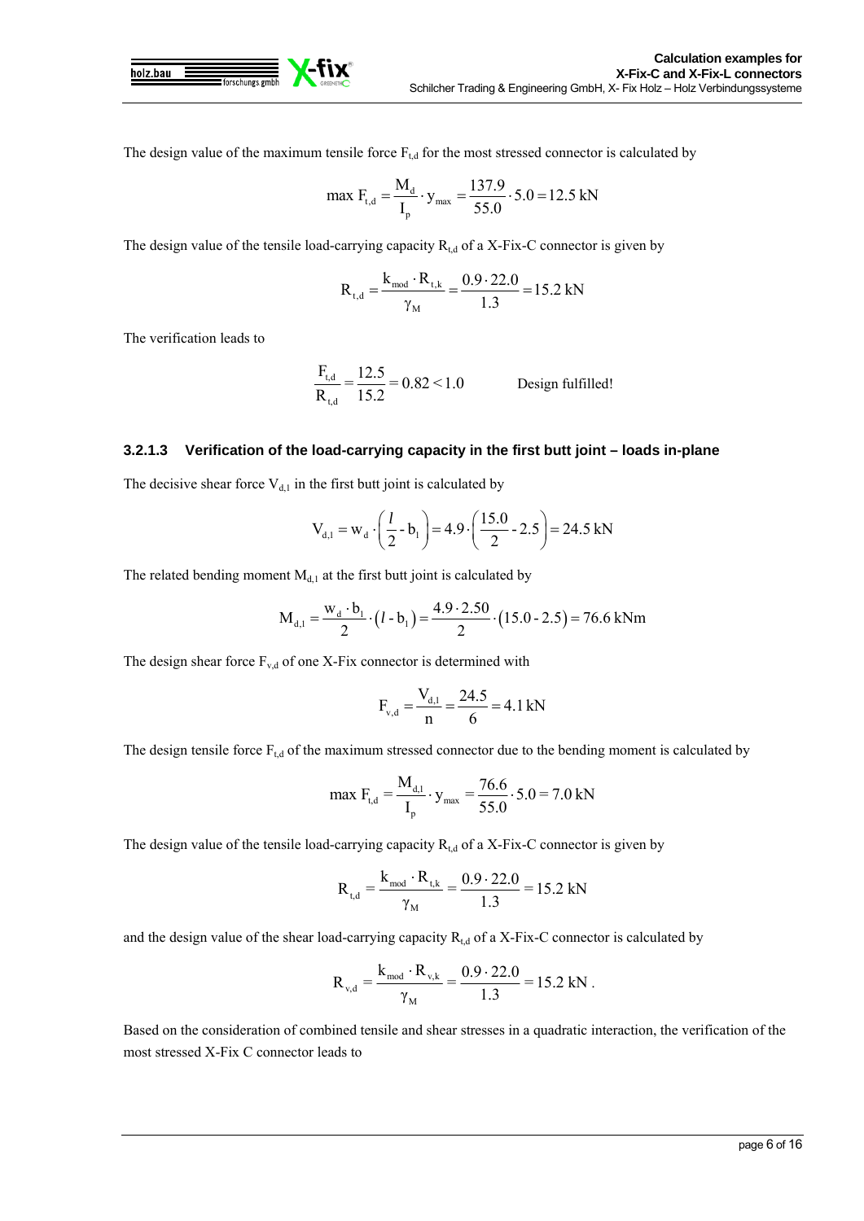The design value of the maximum tensile force $F_{t,d}$ for the most stressed connector is calculated by

$$\max F_{t,d} = \frac{M_d}{I_p} \cdot y_{max} = \frac{137.9}{55.0} \cdot 5.0 = 12.5 \text{ kN}$$

The design value of the tensile load-carrying capacity $R_{t,d}$ of a X-Fix-C connector is given by

$$R_{t,d} = \frac{k_{mod} \cdot R_{t,k}}{\gamma_M} = \frac{0.9 \cdot 22.0}{1.3} = 15.2 \text{ kN}$$

The verification leads to

$$\frac{F_{t,d}}{R_{t,d}} = \frac{12.5}{15.2} = 0.82 < 1.0 \qquad \text{Design fulfilled!}$$

#### 3.2.1.3 Verification of the load-carrying capacity in the first butt joint – loads in-plane

The decisive shear force $V_{d,1}$ in the first butt joint is calculated by

$$V_{d,1} = w_d \cdot \left( \frac{l}{2} - b_1 \right) = 4.9 \cdot \left( \frac{15.0}{2} - 2.5 \right) = 24.5 \text{ kN}$$

The related bending moment $M_{d,1}$ at the first butt joint is calculated by

$$M_{d,1} = \frac{w_d \cdot b_1}{2} \cdot \left( l - b_1 \right) = \frac{4.9 \cdot 2.50}{2} \cdot \left( 15.0 - 2.5 \right) = 76.6 \text{ kNm}$$

The design shear force $F_{v,d}$ of one X-Fix connector is determined with

$$F_{v,d} = \frac{V_{d,1}}{n} = \frac{24.5}{6} = 4.1 \text{ kN}$$

The design tensile force $F_{t,d}$ of the maximum stressed connector due to the bending moment is calculated by

$$\max F_{t,d} = \frac{M_{d,1}}{I_p} \cdot y_{max} = \frac{76.6}{55.0} \cdot 5.0 = 7.0 \text{ kN}$$

The design value of the tensile load-carrying capacity $R_{t,d}$ of a X-Fix-C connector is given by

$$R_{t,d} = \frac{k_{mod} \cdot R_{t,k}}{\gamma_M} = \frac{0.9 \cdot 22.0}{1.3} = 15.2 \text{ kN}$$

and the design value of the shear load-carrying capacity $R_{t,d}$ of a X-Fix-C connector is calculated by

$$R_{v,d} = \frac{k_{mod} \cdot R_{v,k}}{\gamma_M} = \frac{0.9 \cdot 22.0}{1.3} = 15.2 \text{ kN}.$$

Based on the consideration of combined tensile and shear stresses in a quadratic interaction, the verification of the most stressed X-Fix C connector leads to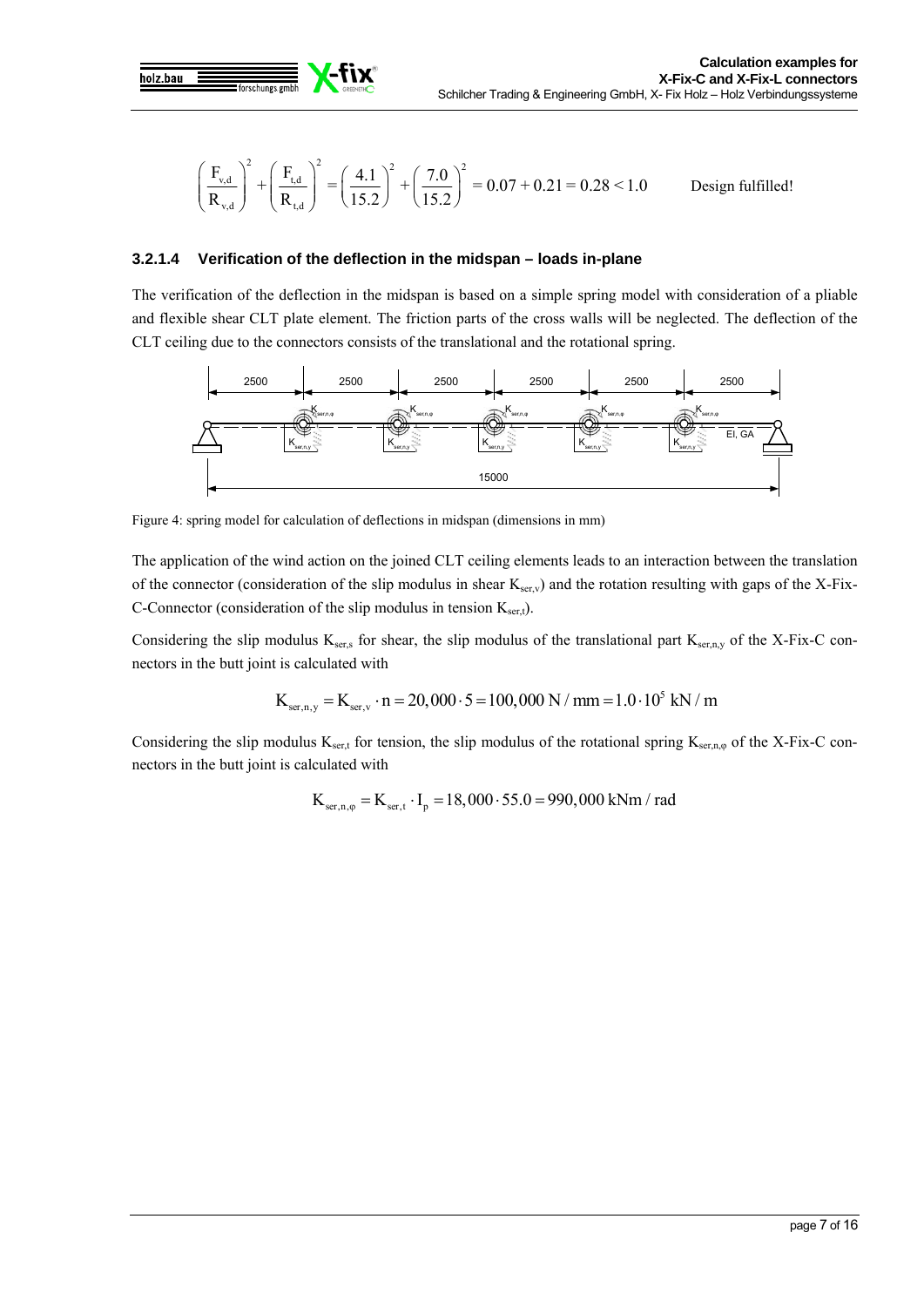$$\left(\frac{F_{v,d}}{R_{v,d}}\right)^2 + \left(\frac{F_{t,d}}{R_{t,d}}\right)^2 = \left(\frac{4.1}{15.2}\right)^2 + \left(\frac{7.0}{15.2}\right)^2 = 0.07 + 0.21 = 0.28 < 1.0 \qquad \text{Design fulfilled!}$$

### 3.2.1.4 Verification of the deflection in the midspan – loads in-plane

The verification of the deflection in the midspan is based on a simple spring model with consideration of a pliable and flexible shear CLT plate element. The friction parts of the cross walls will be neglected. The deflection of the CLT ceiling due to the connectors consists of the translational and the rotational spring.

Figure 4: spring model for calculation of deflections in midspan (dimensions in mm)

The application of the wind action on the joined CLT ceiling elements leads to an interaction between the translation of the connector (consideration of the slip modulus in shear $K_{ser,v}$) and the rotation resulting with gaps of the X-Fix-C-Connector (consideration of the slip modulus in tension $K_{ser,t}$).

Considering the slip modulus $K_{ser,s}$ for shear, the slip modulus of the translational part $K_{ser,n,y}$ of the X-Fix-C connectors in the butt joint is calculated with

$$K_{ser,n,y} = K_{ser,v} \cdot n = 20,000 \cdot 5 = 100,000 \text{ N/mm} = 1.0 \cdot 10^5 \text{ kN/m}$$

Considering the slip modulus $K_{ser,t}$ for tension, the slip modulus of the rotational spring $K_{ser,n,\varphi}$ of the X-Fix-C connectors in the butt joint is calculated with

$$K_{ser,n,\varphi} = K_{ser,t} \cdot I_p = 18,000 \cdot 55.0 = 990,000 \text{ kNm/rad}$$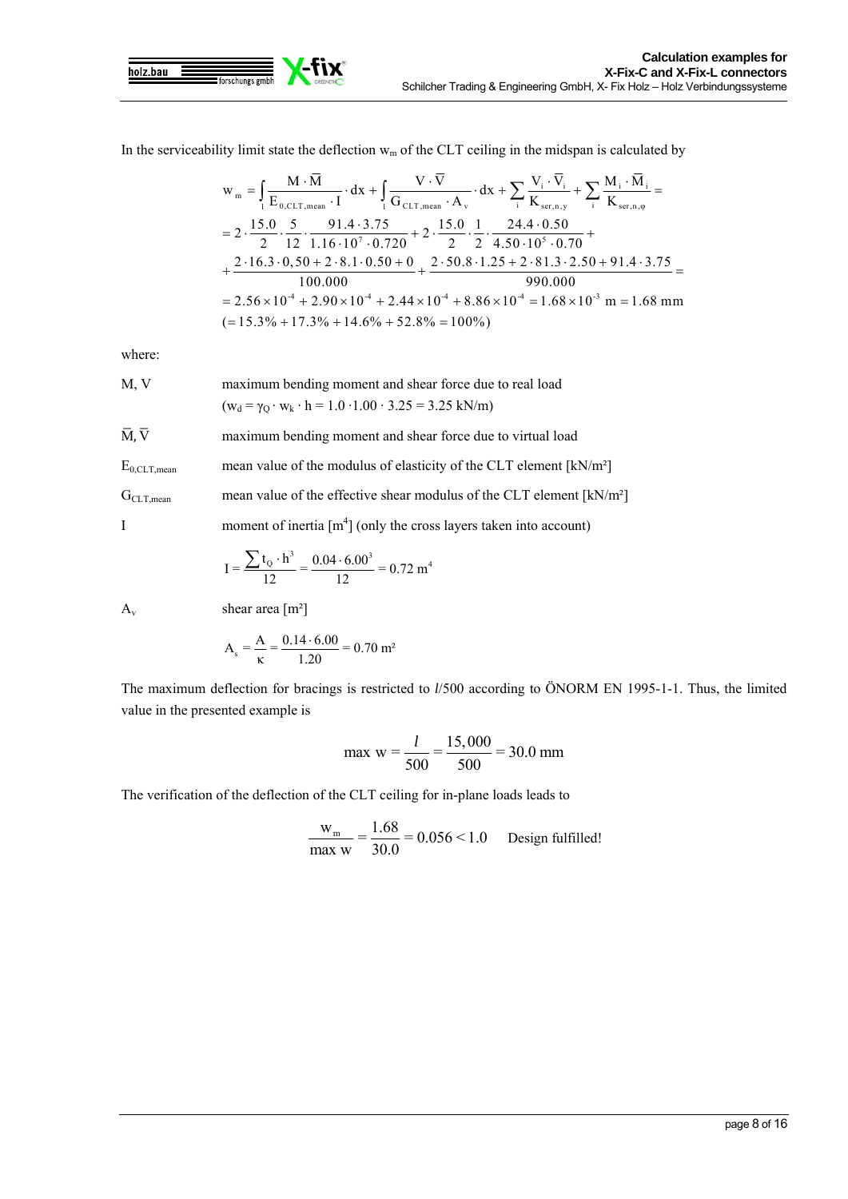In the serviceability limit state the deflection $w_m$ of the CLT ceiling in the midspan is calculated by

$$
\begin{aligned}
w_m &= \int_l \frac{M \cdot \overline{M}}{E_{0,CLT,mean} \cdot I} \cdot dx + \int_l \frac{V \cdot \overline{V}}{G_{CLT,mean} \cdot A_v} \cdot dx + \sum_i \frac{V_i \cdot \overline{V}_i}{K_{ser,n,y}} + \sum_i \frac{M_i \cdot \overline{M}_i}{K_{ser,n,\varphi}} = \\
&= 2 \cdot \frac{15.0}{2} \cdot \frac{5}{12} \cdot \frac{91.4 \cdot 3.75}{1.16 \cdot 10^7 \cdot 0.720} + 2 \cdot \frac{15.0}{2} \cdot \frac{1}{2} \cdot \frac{24.4 \cdot 0.50}{4.50 \cdot 10^5 \cdot 0.70} + \\
&+ \frac{2 \cdot 16.3 \cdot 0{,}50 + 2 \cdot 8.1 \cdot 0.50 + 0}{100.000} + \frac{2 \cdot 50.8 \cdot 1.25 + 2 \cdot 81.3 \cdot 2.50 + 91.4 \cdot 3.75}{990.000} = \\
&= 2.56 \times 10^{-4} + 2.90 \times 10^{-4} + 2.44 \times 10^{-4} + 8.86 \times 10^{-4} = 1.68 \times 10^{-3} \text{ m} = 1.68 \text{ mm} \\
&(= 15.3\% + 17.3\% + 14.6\% + 52.8\% = 100\%)
\end{aligned}
$$

where:

$M$, $V$ — maximum bending moment and shear force due to real load ($w_d = \gamma_Q \cdot w_k \cdot h = 1.0 \cdot 1.00 \cdot 3.25 = 3.25$ kN/m)

$\overline{M}$, $\overline{V}$ — maximum bending moment and shear force due to virtual load

$E_{0,CLT,mean}$ — mean value of the modulus of elasticity of the CLT element [kN/m²]

$G_{CLT,mean}$ — mean value of the effective shear modulus of the CLT element [kN/m²]

$I$ — moment of inertia [m⁴] (only the cross layers taken into account)

$$I = \frac{\sum t_Q \cdot h^3}{12} = \frac{0.04 \cdot 6.00^3}{12} = 0.72 \text{ m}^4$$

$A_v$ — shear area [m²]

$$A_s = \frac{A}{\kappa} = \frac{0.14 \cdot 6.00}{1.20} = 0.70 \text{ m}^2$$

The maximum deflection for bracings is restricted to *l*/500 according to ÖNORM EN 1995-1-1. Thus, the limited value in the presented example is

$$\max w = \frac{l}{500} = \frac{15{,}000}{500} = 30.0 \text{ mm}$$

The verification of the deflection of the CLT ceiling for in-plane loads leads to

$$\frac{w_m}{\max w} = \frac{1.68}{30.0} = 0.056 < 1.0 \qquad \text{Design fulfilled!}$$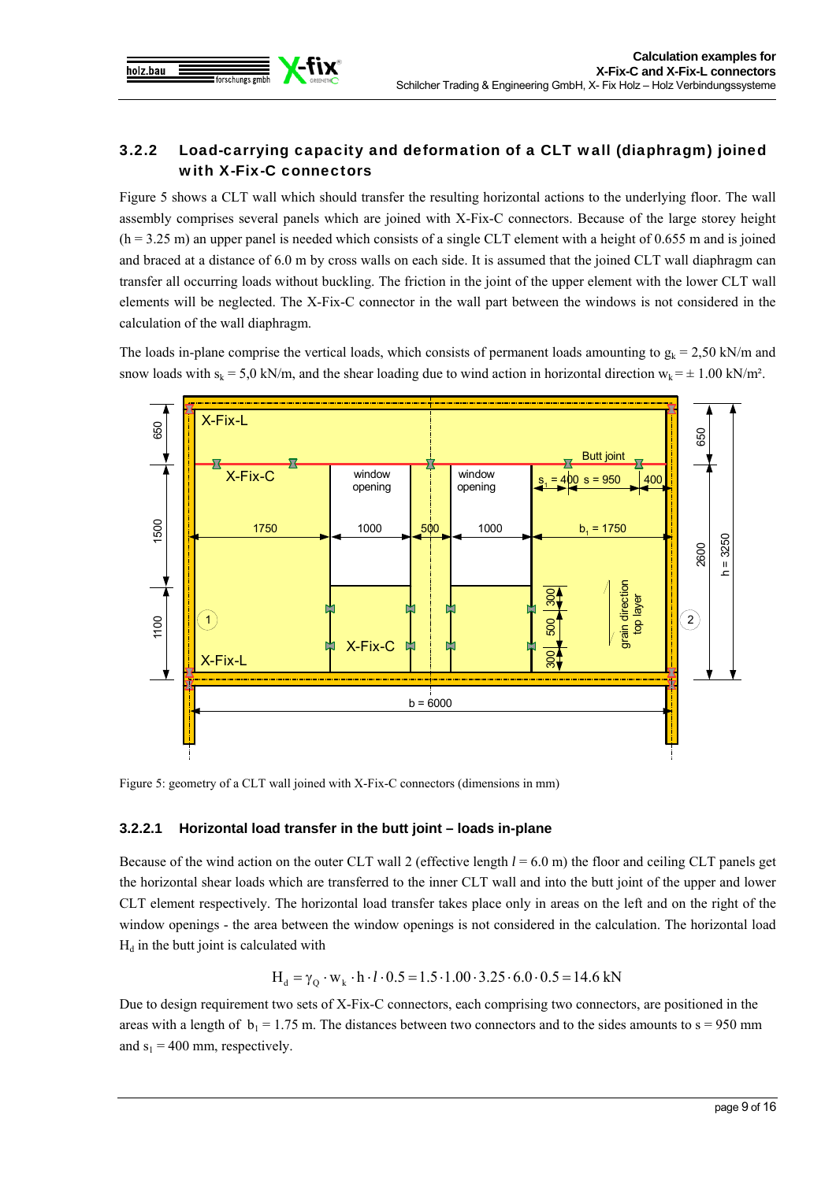### 3.2.2 Load-carrying capacity and deformation of a CLT wall (diaphragm) joined with X-Fix-C connectors

Figure 5 shows a CLT wall which should transfer the resulting horizontal actions to the underlying floor. The wall assembly comprises several panels which are joined with X-Fix-C connectors. Because of the large storey height (h = 3.25 m) an upper panel is needed which consists of a single CLT element with a height of 0.655 m and is joined and braced at a distance of 6.0 m by cross walls on each side. It is assumed that the joined CLT wall diaphragm can transfer all occurring loads without buckling. The friction in the joint of the upper element with the lower CLT wall elements will be neglected. The X-Fix-C connector in the wall part between the windows is not considered in the calculation of the wall diaphragm.

The loads in-plane comprise the vertical loads, which consists of permanent loads amounting to $g_k$ = 2,50 kN/m and snow loads with $s_k$ = 5,0 kN/m, and the shear loading due to wind action in horizontal direction $w_k = \pm$ 1.00 kN/m².

Figure 5: geometry of a CLT wall joined with X-Fix-C connectors (dimensions in mm)

#### 3.2.2.1 Horizontal load transfer in the butt joint – loads in-plane

Because of the wind action on the outer CLT wall 2 (effective length $l$ = 6.0 m) the floor and ceiling CLT panels get the horizontal shear loads which are transferred to the inner CLT wall and into the butt joint of the upper and lower CLT element respectively. The horizontal load transfer takes place only in areas on the left and on the right of the window openings - the area between the window openings is not considered in the calculation. The horizontal load $H_d$ in the butt joint is calculated with

$$H_d = \gamma_Q \cdot w_k \cdot h \cdot l \cdot 0.5 = 1.5 \cdot 1.00 \cdot 3.25 \cdot 6.0 \cdot 0.5 = 14.6 \text{ kN}$$

Due to design requirement two sets of X-Fix-C connectors, each comprising two connectors, are positioned in the areas with a length of $b_1$ = 1.75 m. The distances between two connectors and to the sides amounts to s = 950 mm and $s_1$ = 400 mm, respectively.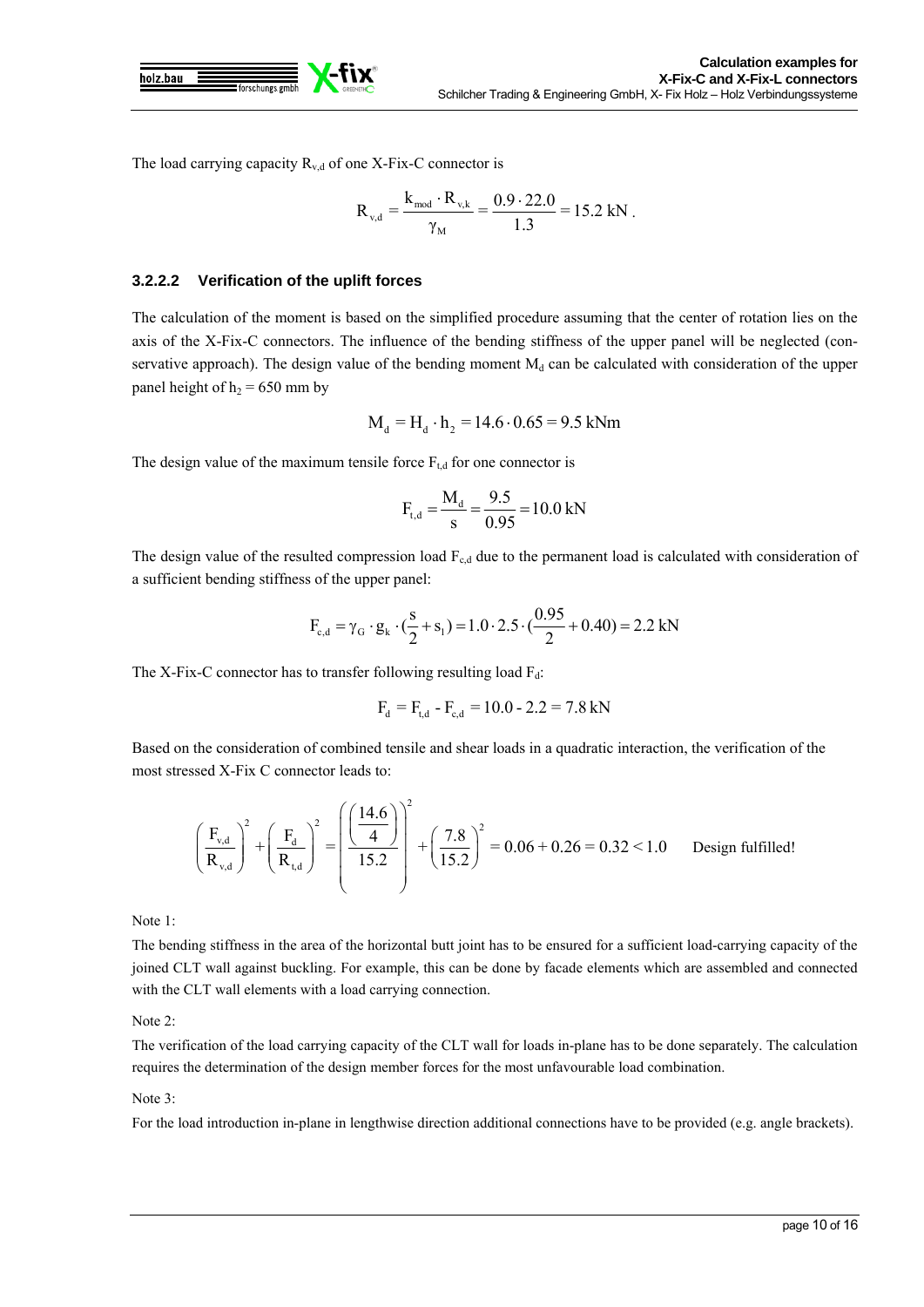The load carrying capacity $R_{v,d}$ of one X-Fix-C connector is

$$R_{v,d} = \frac{k_{mod} \cdot R_{v,k}}{\gamma_M} = \frac{0.9 \cdot 22.0}{1.3} = 15.2 \text{ kN}.$$

#### 3.2.2.2 Verification of the uplift forces

The calculation of the moment is based on the simplified procedure assuming that the center of rotation lies on the axis of the X-Fix-C connectors. The influence of the bending stiffness of the upper panel will be neglected (conservative approach). The design value of the bending moment $M_d$ can be calculated with consideration of the upper panel height of $h_2$ = 650 mm by

$$M_d = H_d \cdot h_2 = 14.6 \cdot 0.65 = 9.5 \text{ kNm}$$

The design value of the maximum tensile force $F_{t,d}$ for one connector is

$$F_{t,d} = \frac{M_d}{s} = \frac{9.5}{0.95} = 10.0 \text{ kN}$$

The design value of the resulted compression load $F_{c,d}$ due to the permanent load is calculated with consideration of a sufficient bending stiffness of the upper panel:

$$F_{c,d} = \gamma_G \cdot g_k \cdot \left(\frac{s}{2} + s_1\right) = 1.0 \cdot 2.5 \cdot \left(\frac{0.95}{2} + 0.40\right) = 2.2 \text{ kN}$$

The X-Fix-C connector has to transfer following resulting load $F_d$:

$$F_d = F_{t,d} - F_{c,d} = 10.0 - 2.2 = 7.8 \text{ kN}$$

Based on the consideration of combined tensile and shear loads in a quadratic interaction, the verification of the most stressed X-Fix C connector leads to:

$$\left(\frac{F_{v,d}}{R_{v,d}}\right)^2 + \left(\frac{F_d}{R_{t,d}}\right)^2 = \left(\frac{\left(\frac{14.6}{4}\right)}{15.2}\right)^2 + \left(\frac{7.8}{15.2}\right)^2 = 0.06 + 0.26 = 0.32 < 1.0 \qquad \text{Design fulfilled!}$$

Note 1:

The bending stiffness in the area of the horizontal butt joint has to be ensured for a sufficient load-carrying capacity of the joined CLT wall against buckling. For example, this can be done by facade elements which are assembled and connected with the CLT wall elements with a load carrying connection.

Note 2:

The verification of the load carrying capacity of the CLT wall for loads in-plane has to be done separately. The calculation requires the determination of the design member forces for the most unfavourable load combination.

Note 3:

For the load introduction in-plane in lengthwise direction additional connections have to be provided (e.g. angle brackets).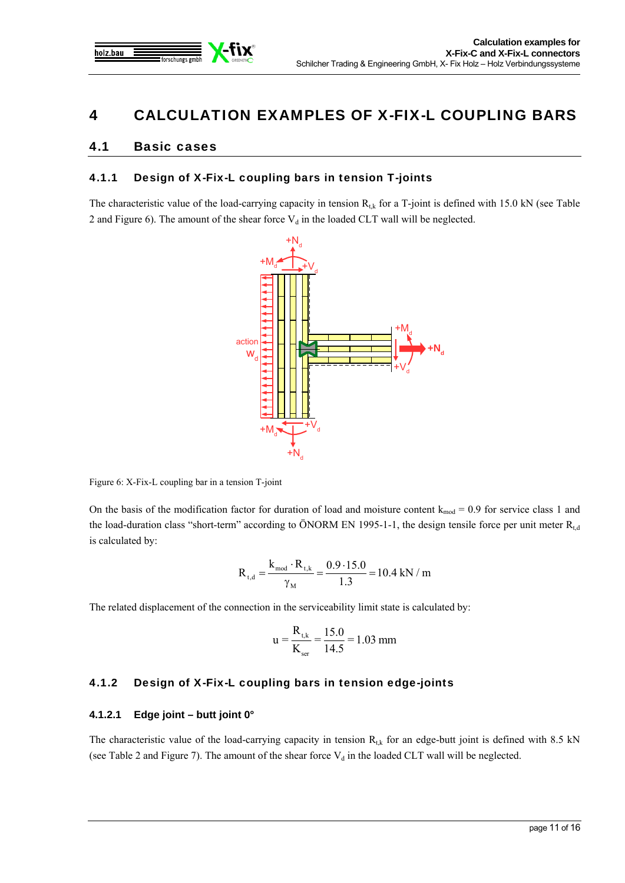# 4 CALCULATION EXAMPLES OF X-FIX-L COUPLING BARS

## 4.1 Basic cases

### 4.1.1 Design of X-Fix-L coupling bars in tension T-joints

The characteristic value of the load-carrying capacity in tension $R_{t,k}$ for a T-joint is defined with 15.0 kN (see Table 2 and Figure 6). The amount of the shear force $V_d$ in the loaded CLT wall will be neglected.

Figure 6: X-Fix-L coupling bar in a tension T-joint

On the basis of the modification factor for duration of load and moisture content $k_{mod}$ = 0.9 for service class 1 and the load-duration class "short-term" according to ÖNORM EN 1995-1-1, the design tensile force per unit meter $R_{t,d}$ is calculated by:

$$R_{t,d} = \frac{k_{mod} \cdot R_{t,k}}{\gamma_M} = \frac{0.9 \cdot 15.0}{1.3} = 10.4 \text{ kN/m}$$

The related displacement of the connection in the serviceability limit state is calculated by:

$$u = \frac{R_{t,k}}{K_{ser}} = \frac{15.0}{14.5} = 1.03 \text{ mm}$$

### 4.1.2 Design of X-Fix-L coupling bars in tension edge-joints

#### 4.1.2.1 Edge joint – butt joint 0°

The characteristic value of the load-carrying capacity in tension $R_{t,k}$ for an edge-butt joint is defined with 8.5 kN (see Table 2 and Figure 7). The amount of the shear force $V_d$ in the loaded CLT wall will be neglected.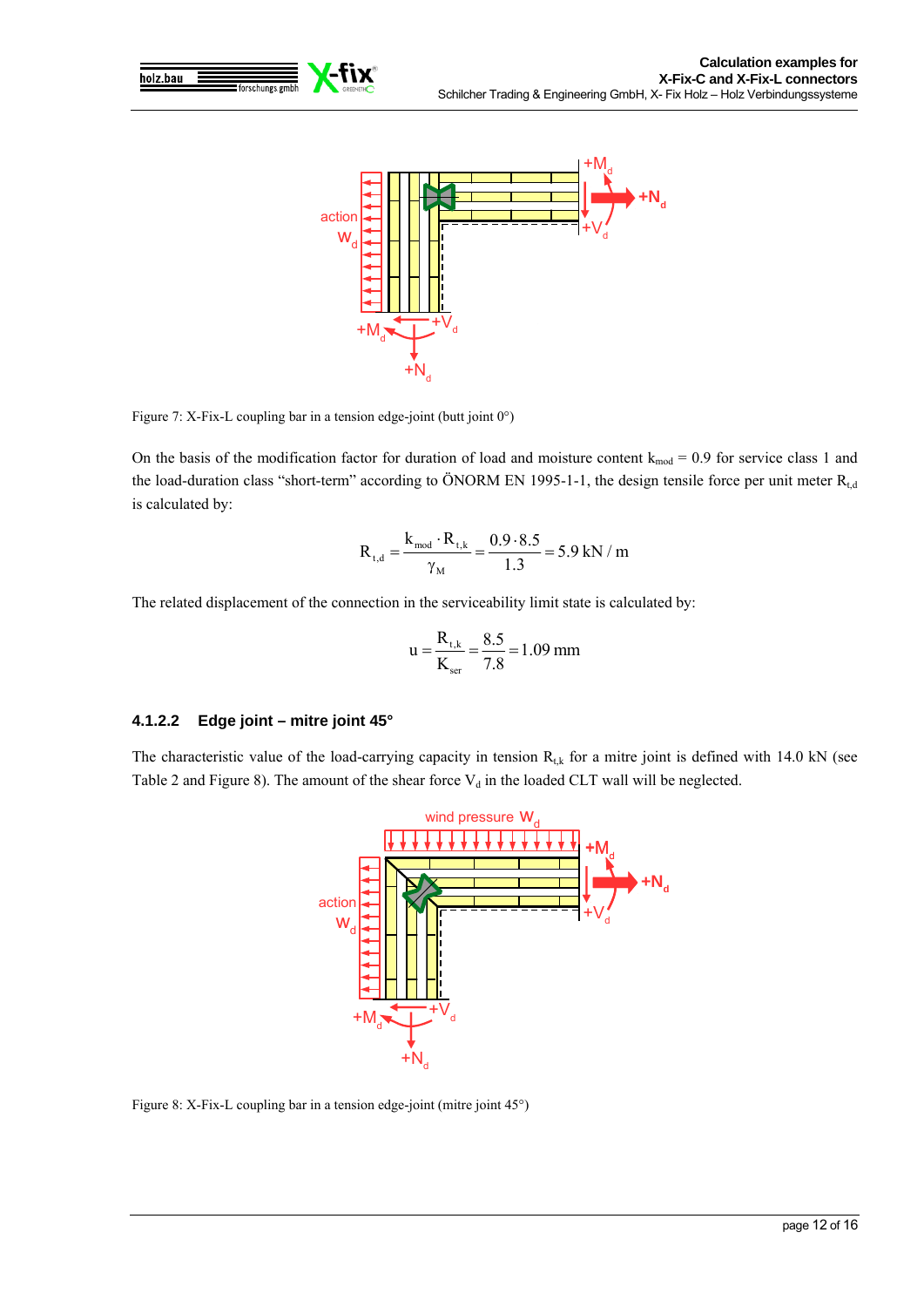Figure 7: X-Fix-L coupling bar in a tension edge-joint (butt joint 0°)

On the basis of the modification factor for duration of load and moisture content $k_{mod}$ = 0.9 for service class 1 and the load-duration class "short-term" according to ÖNORM EN 1995-1-1, the design tensile force per unit meter $R_{t,d}$ is calculated by:

$$R_{t,d} = \frac{k_{mod} \cdot R_{t,k}}{\gamma_M} = \frac{0.9 \cdot 8.5}{1.3} = 5.9\ \text{kN/m}$$

The related displacement of the connection in the serviceability limit state is calculated by:

$$u = \frac{R_{t,k}}{K_{ser}} = \frac{8.5}{7.8} = 1.09\ \text{mm}$$

#### 4.1.2.2 Edge joint – mitre joint 45°

The characteristic value of the load-carrying capacity in tension $R_{t,k}$ for a mitre joint is defined with 14.0 kN (see Table 2 and Figure 8). The amount of the shear force $V_d$ in the loaded CLT wall will be neglected.

Figure 8: X-Fix-L coupling bar in a tension edge-joint (mitre joint 45°)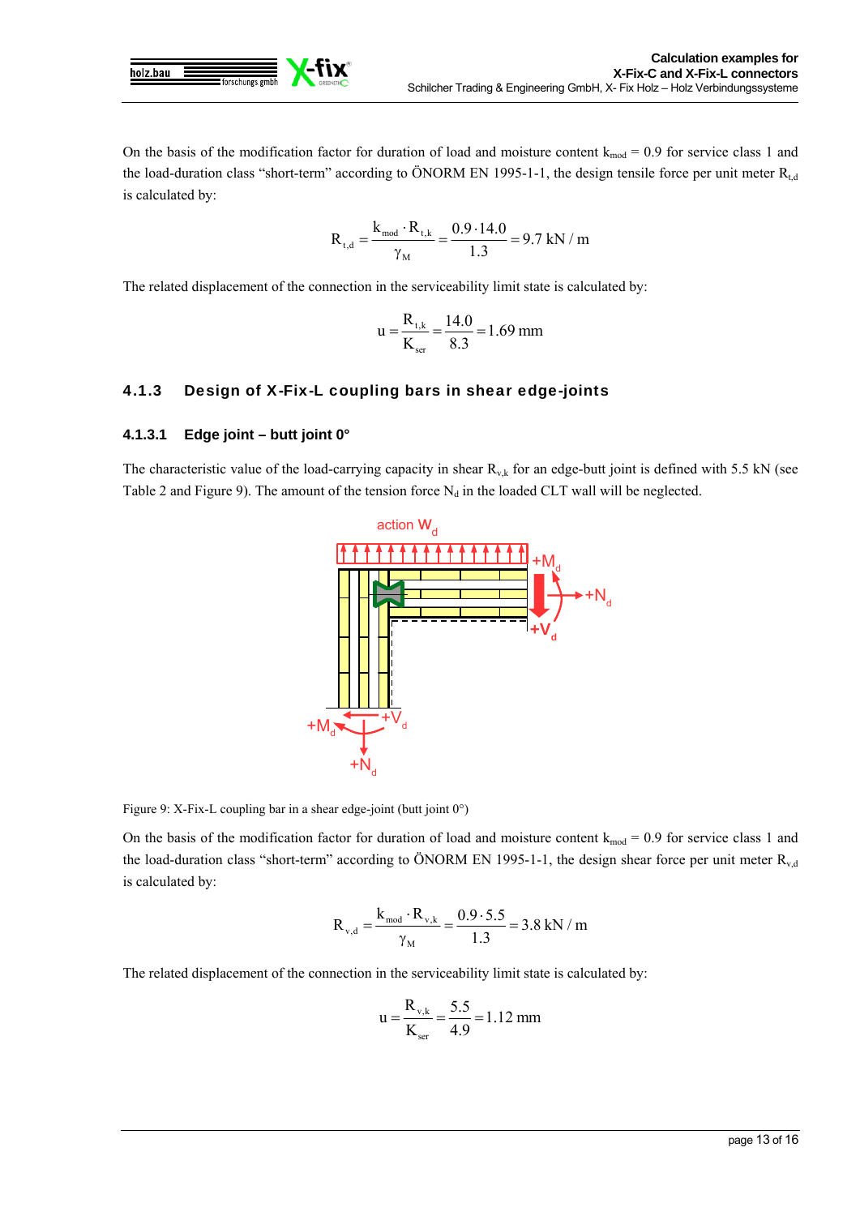On the basis of the modification factor for duration of load and moisture content $k_{mod}$ = 0.9 for service class 1 and the load-duration class "short-term" according to ÖNORM EN 1995-1-1, the design tensile force per unit meter $R_{t,d}$ is calculated by:

$$R_{t,d} = \frac{k_{mod} \cdot R_{t,k}}{\gamma_M} = \frac{0.9 \cdot 14.0}{1.3} = 9.7\ \text{kN/m}$$

The related displacement of the connection in the serviceability limit state is calculated by:

$$u = \frac{R_{t,k}}{K_{ser}} = \frac{14.0}{8.3} = 1.69\ \text{mm}$$

### 4.1.3 Design of X-Fix-L coupling bars in shear edge-joints

#### 4.1.3.1 Edge joint – butt joint 0°

The characteristic value of the load-carrying capacity in shear $R_{v,k}$ for an edge-butt joint is defined with 5.5 kN (see Table 2 and Figure 9). The amount of the tension force $N_d$ in the loaded CLT wall will be neglected.

Figure 9: X-Fix-L coupling bar in a shear edge-joint (butt joint 0°)

On the basis of the modification factor for duration of load and moisture content $k_{mod}$ = 0.9 for service class 1 and the load-duration class "short-term" according to ÖNORM EN 1995-1-1, the design shear force per unit meter $R_{v,d}$ is calculated by:

$$R_{v,d} = \frac{k_{mod} \cdot R_{v,k}}{\gamma_M} = \frac{0.9 \cdot 5.5}{1.3} = 3.8\ \text{kN/m}$$

The related displacement of the connection in the serviceability limit state is calculated by:

$$u = \frac{R_{v,k}}{K_{ser}} = \frac{5.5}{4.9} = 1.12\ \text{mm}$$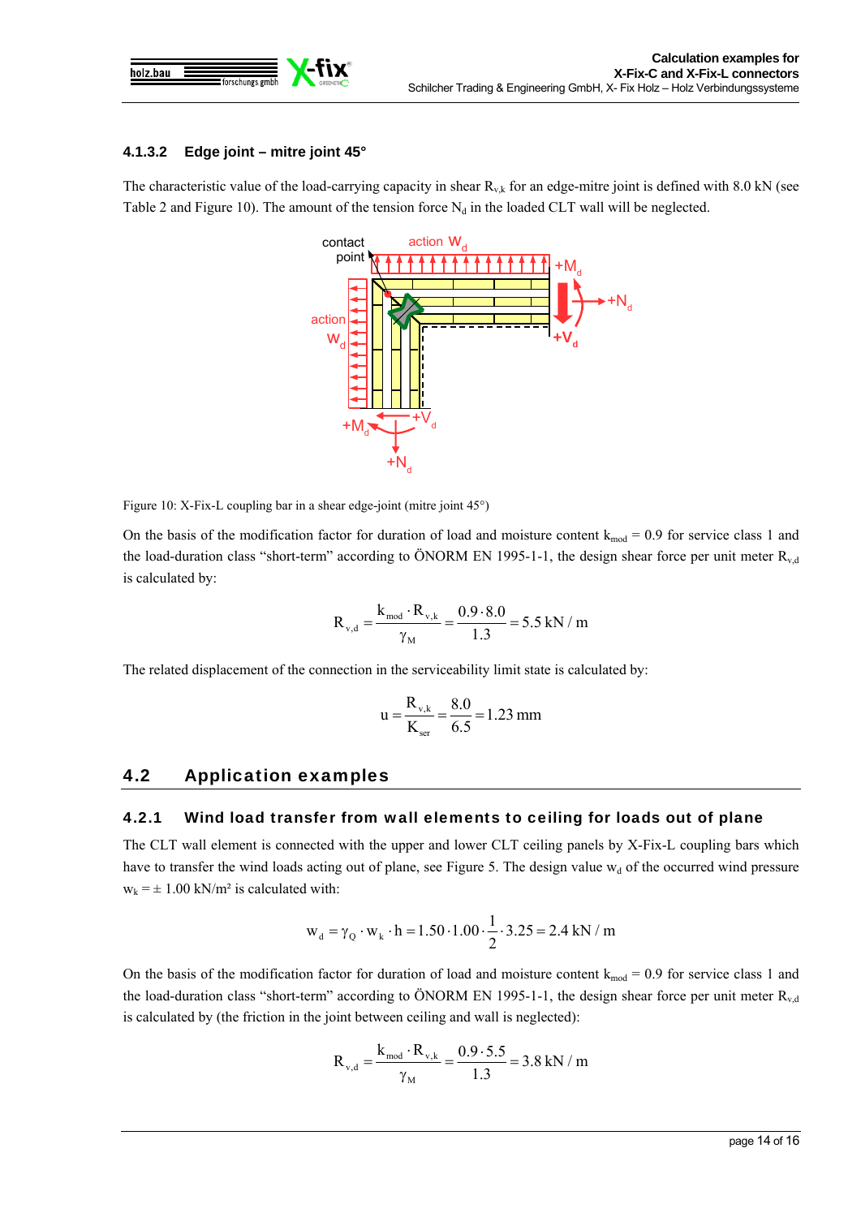### 4.1.3.2 Edge joint – mitre joint 45°

The characteristic value of the load-carrying capacity in shear $R_{v,k}$ for an edge-mitre joint is defined with 8.0 kN (see Table 2 and Figure 10). The amount of the tension force $N_d$ in the loaded CLT wall will be neglected.

Figure 10: X-Fix-L coupling bar in a shear edge-joint (mitre joint 45°)

On the basis of the modification factor for duration of load and moisture content $k_{mod} = 0.9$ for service class 1 and the load-duration class "short-term" according to ÖNORM EN 1995-1-1, the design shear force per unit meter $R_{v,d}$ is calculated by:

$$R_{v,d} = \frac{k_{mod} \cdot R_{v,k}}{\gamma_M} = \frac{0.9 \cdot 8.0}{1.3} = 5.5\ \text{kN/m}$$

The related displacement of the connection in the serviceability limit state is calculated by:

$$u = \frac{R_{v,k}}{K_{ser}} = \frac{8.0}{6.5} = 1.23\ \text{mm}$$

## 4.2 Application examples

### 4.2.1 Wind load transfer from wall elements to ceiling for loads out of plane

The CLT wall element is connected with the upper and lower CLT ceiling panels by X-Fix-L coupling bars which have to transfer the wind loads acting out of plane, see Figure 5. The design value $w_d$ of the occurred wind pressure $w_k = \pm\ 1.00\ \text{kN/m}^2$ is calculated with:

$$w_d = \gamma_Q \cdot w_k \cdot h = 1.50 \cdot 1.00 \cdot \frac{1}{2} \cdot 3.25 = 2.4\ \text{kN/m}$$

On the basis of the modification factor for duration of load and moisture content $k_{mod} = 0.9$ for service class 1 and the load-duration class "short-term" according to ÖNORM EN 1995-1-1, the design shear force per unit meter $R_{v,d}$ is calculated by (the friction in the joint between ceiling and wall is neglected):

$$R_{v,d} = \frac{k_{mod} \cdot R_{v,k}}{\gamma_M} = \frac{0.9 \cdot 5.5}{1.3} = 3.8\ \text{kN/m}$$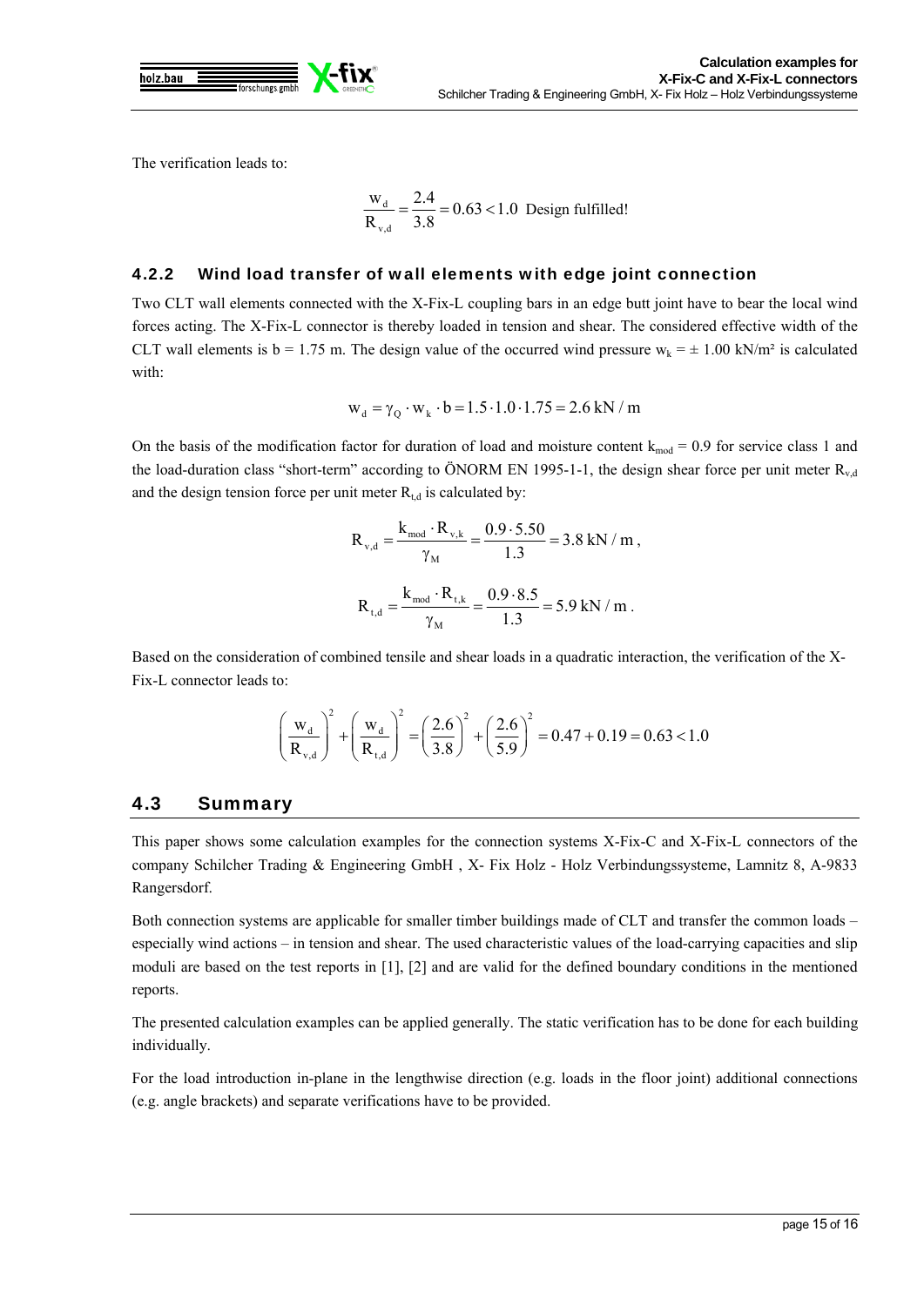The verification leads to:

$$\frac{w_d}{R_{v,d}} = \frac{2.4}{3.8} = 0.63 < 1.0 \text{ Design fulfilled!}$$

### 4.2.2 Wind load transfer of wall elements with edge joint connection

Two CLT wall elements connected with the X-Fix-L coupling bars in an edge butt joint have to bear the local wind forces acting. The X-Fix-L connector is thereby loaded in tension and shear. The considered effective width of the CLT wall elements is b = 1.75 m. The design value of the occurred wind pressure $w_k = \pm 1.00$ kN/m² is calculated with:

$$w_d = \gamma_Q \cdot w_k \cdot b = 1.5 \cdot 1.0 \cdot 1.75 = 2.6 \text{ kN/m}$$

On the basis of the modification factor for duration of load and moisture content $k_{mod} = 0.9$ for service class 1 and the load-duration class "short-term" according to ÖNORM EN 1995-1-1, the design shear force per unit meter $R_{v,d}$ and the design tension force per unit meter $R_{t,d}$ is calculated by:

$$R_{v,d} = \frac{k_{mod} \cdot R_{v,k}}{\gamma_M} = \frac{0.9 \cdot 5.50}{1.3} = 3.8 \text{ kN/m},$$

$$R_{t,d} = \frac{k_{mod} \cdot R_{t,k}}{\gamma_M} = \frac{0.9 \cdot 8.5}{1.3} = 5.9 \text{ kN/m}.$$

Based on the consideration of combined tensile and shear loads in a quadratic interaction, the verification of the X-Fix-L connector leads to:

$$\left(\frac{w_d}{R_{v,d}}\right)^2 + \left(\frac{w_d}{R_{t,d}}\right)^2 = \left(\frac{2.6}{3.8}\right)^2 + \left(\frac{2.6}{5.9}\right)^2 = 0.47 + 0.19 = 0.63 < 1.0$$

## 4.3 Summary

This paper shows some calculation examples for the connection systems X-Fix-C and X-Fix-L connectors of the company Schilcher Trading & Engineering GmbH , X- Fix Holz - Holz Verbindungssysteme, Lamnitz 8, A-9833 Rangersdorf.

Both connection systems are applicable for smaller timber buildings made of CLT and transfer the common loads – especially wind actions – in tension and shear. The used characteristic values of the load-carrying capacities and slip moduli are based on the test reports in [1], [2] and are valid for the defined boundary conditions in the mentioned reports.

The presented calculation examples can be applied generally. The static verification has to be done for each building individually.

For the load introduction in-plane in the lengthwise direction (e.g. loads in the floor joint) additional connections (e.g. angle brackets) and separate verifications have to be provided.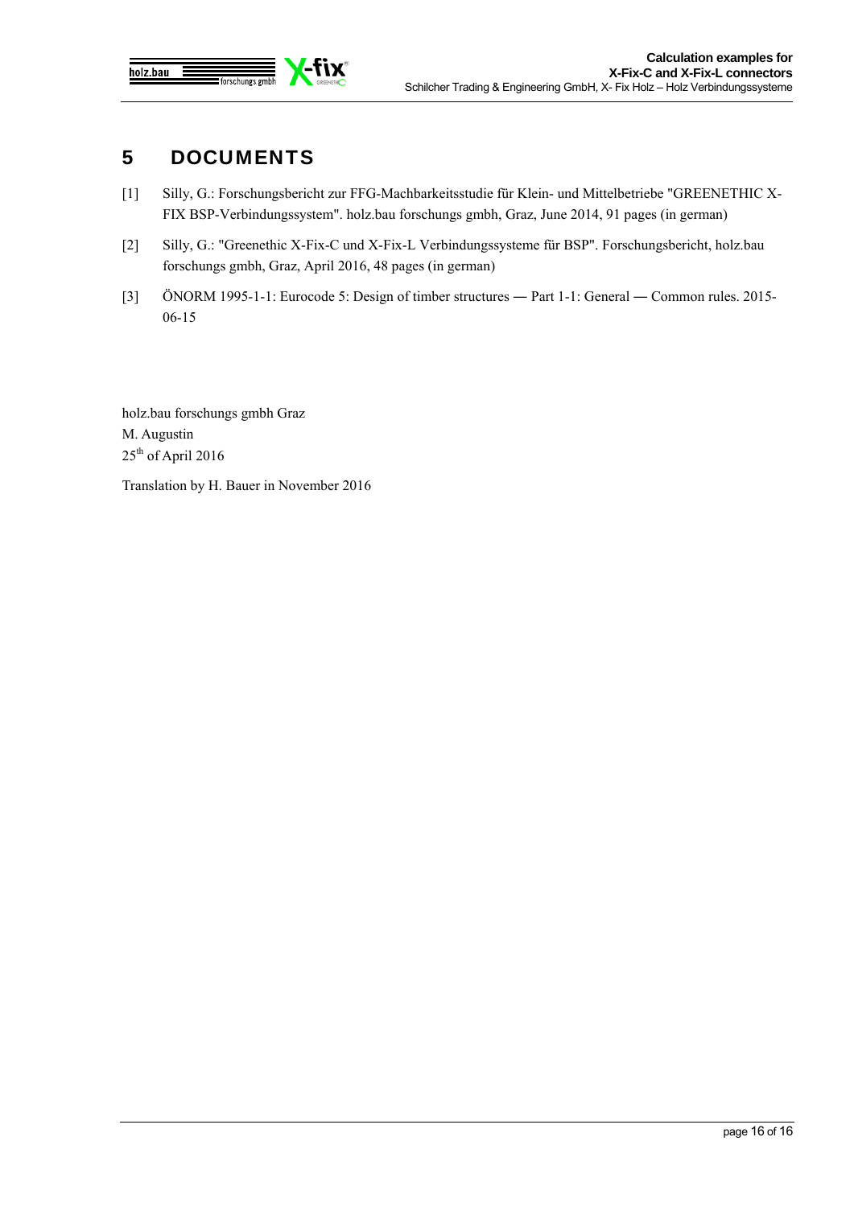# 5 DOCUMENTS

[1] Silly, G.: Forschungsbericht zur FFG-Machbarkeitsstudie für Klein- und Mittelbetriebe "GREENETHIC X-FIX BSP-Verbindungssystem". holz.bau forschungs gmbh, Graz, June 2014, 91 pages (in german)

[2] Silly, G.: "Greenethic X-Fix-C und X-Fix-L Verbindungssysteme für BSP". Forschungsbericht, holz.bau forschungs gmbh, Graz, April 2016, 48 pages (in german)

[3] ÖNORM 1995-1-1: Eurocode 5: Design of timber structures — Part 1-1: General — Common rules. 2015-06-15

holz.bau forschungs gmbh Graz
M. Augustin
25th of April 2016

Translation by H. Bauer in November 2016